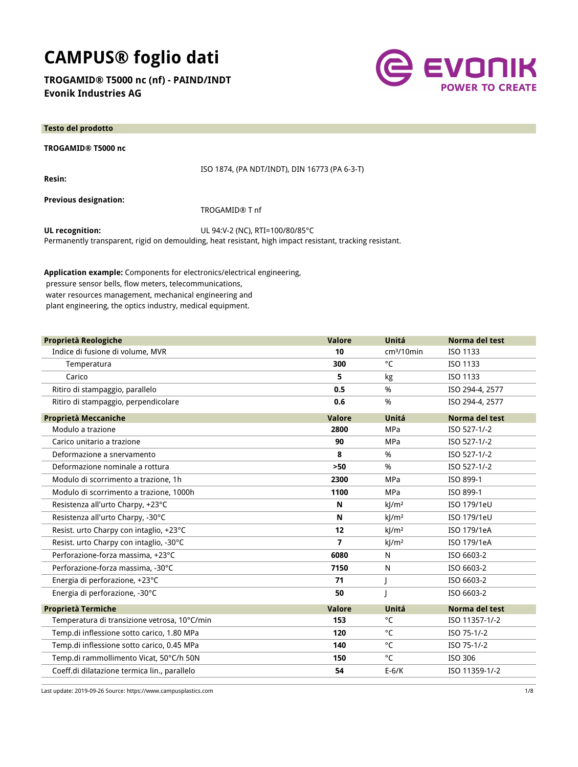# CAMPUS® foglio dati

**TROGAMID® T5000 nc (nf) - PAIND/INDT**
**Evonik Industries AG**

## Testo del prodotto

**TROGAMID® T5000 nc**

**Resin:** ISO 1874, (PA NDT/INDT), DIN 16773 (PA 6-3-T)

**Previous designation:** TROGAMID® T nf

**UL recognition:** UL 94:V-2 (NC), RTI=100/80/85°C

Permanently transparent, rigid on demoulding, heat resistant, high impact resistant, tracking resistant.

**Application example:** Components for electronics/electrical engineering, pressure sensor bells, flow meters, telecommunications, water resources management, mechanical engineering and plant engineering, the optics industry, medical equipment.

| Proprietà Reologiche | Valore | Unitá | Norma del test |
|---|---|---|---|
| Indice di fusione di volume, MVR | **10** | cm³/10min | ISO 1133 |
| Temperatura | **300** | °C | ISO 1133 |
| Carico | **5** | kg | ISO 1133 |
| Ritiro di stampaggio, parallelo | **0.5** | % | ISO 294-4, 2577 |
| Ritiro di stampaggio, perpendicolare | **0.6** | % | ISO 294-4, 2577 |

| Proprietà Meccaniche | Valore | Unitá | Norma del test |
|---|---|---|---|
| Modulo a trazione | **2800** | MPa | ISO 527-1/-2 |
| Carico unitario a trazione | **90** | MPa | ISO 527-1/-2 |
| Deformazione a snervamento | **8** | % | ISO 527-1/-2 |
| Deformazione nominale a rottura | **>50** | % | ISO 527-1/-2 |
| Modulo di scorrimento a trazione, 1h | **2300** | MPa | ISO 899-1 |
| Modulo di scorrimento a trazione, 1000h | **1100** | MPa | ISO 899-1 |
| Resistenza all'urto Charpy, +23°C | **N** | kJ/m² | ISO 179/1eU |
| Resistenza all'urto Charpy, -30°C | **N** | kJ/m² | ISO 179/1eU |
| Resist. urto Charpy con intaglio, +23°C | **12** | kJ/m² | ISO 179/1eA |
| Resist. urto Charpy con intaglio, -30°C | **7** | kJ/m² | ISO 179/1eA |
| Perforazione-forza massima, +23°C | **6080** | N | ISO 6603-2 |
| Perforazione-forza massima, -30°C | **7150** | N | ISO 6603-2 |
| Energia di perforazione, +23°C | **71** | J | ISO 6603-2 |
| Energia di perforazione, -30°C | **50** | J | ISO 6603-2 |

| Proprietà Termiche | Valore | Unitá | Norma del test |
|---|---|---|---|
| Temperatura di transizione vetrosa, 10°C/min | **153** | °C | ISO 11357-1/-2 |
| Temp.di inflessione sotto carico, 1.80 MPa | **120** | °C | ISO 75-1/-2 |
| Temp.di inflessione sotto carico, 0.45 MPa | **140** | °C | ISO 75-1/-2 |
| Temp.di rammollimento Vicat, 50°C/h 50N | **150** | °C | ISO 306 |
| Coeff.di dilatazione termica lin., parallelo | **54** | E-6/K | ISO 11359-1/-2 |

Last update: 2019-09-26 Source: https://www.campusplastics.com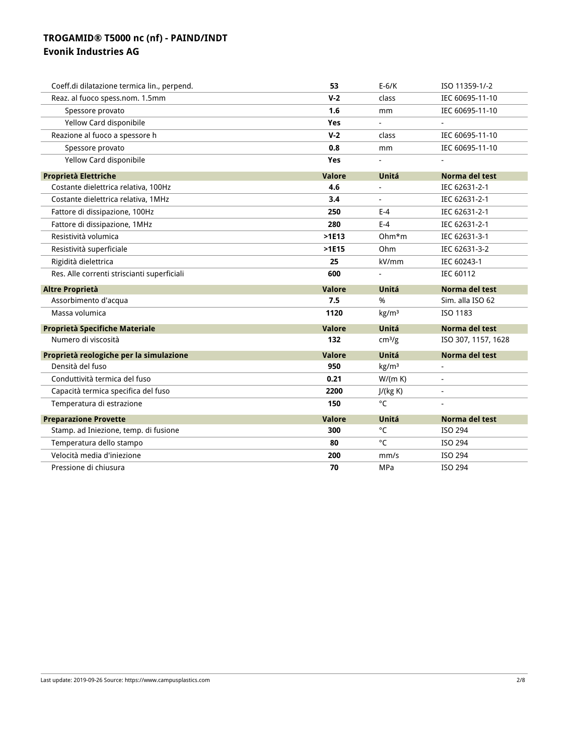# TROGAMID® T5000 nc (nf) - PAIND/INDT
## Evonik Industries AG

| | Valore | Unitá | Norma del test |
|---|---|---|---|
| Coeff.di dilatazione termica lin., perpend. | **53** | E-6/K | ISO 11359-1/-2 |
| Reaz. al fuoco spess.nom. 1.5mm | **V-2** | class | IEC 60695-11-10 |
| Spessore provato | **1.6** | mm | IEC 60695-11-10 |
| Yellow Card disponibile | **Yes** | - | - |
| Reazione al fuoco a spessore h | **V-2** | class | IEC 60695-11-10 |
| Spessore provato | **0.8** | mm | IEC 60695-11-10 |
| Yellow Card disponibile | **Yes** | - | - |

| Proprietà Elettriche | Valore | Unitá | Norma del test |
|---|---|---|---|
| Costante dielettrica relativa, 100Hz | **4.6** | - | IEC 62631-2-1 |
| Costante dielettrica relativa, 1MHz | **3.4** | - | IEC 62631-2-1 |
| Fattore di dissipazione, 100Hz | **250** | E-4 | IEC 62631-2-1 |
| Fattore di dissipazione, 1MHz | **280** | E-4 | IEC 62631-2-1 |
| Resistività volumica | **>1E13** | Ohm*m | IEC 62631-3-1 |
| Resistività superficiale | **>1E15** | Ohm | IEC 62631-3-2 |
| Rigidità dielettrica | **25** | kV/mm | IEC 60243-1 |
| Res. Alle correnti striscianti superficiali | **600** | - | IEC 60112 |

| Altre Proprietà | Valore | Unitá | Norma del test |
|---|---|---|---|
| Assorbimento d'acqua | **7.5** | % | Sim. alla ISO 62 |
| Massa volumica | **1120** | kg/m³ | ISO 1183 |

| Proprietà Specifiche Materiale | Valore | Unitá | Norma del test |
|---|---|---|---|
| Numero di viscosità | **132** | cm³/g | ISO 307, 1157, 1628 |

| Proprietà reologiche per la simulazione | Valore | Unitá | Norma del test |
|---|---|---|---|
| Densità del fuso | **950** | kg/m³ | - |
| Conduttività termica del fuso | **0.21** | W/(m K) | - |
| Capacità termica specifica del fuso | **2200** | J/(kg K) | - |
| Temperatura di estrazione | **150** | °C | - |

| Preparazione Provette | Valore | Unitá | Norma del test |
|---|---|---|---|
| Stamp. ad Iniezione, temp. di fusione | **300** | °C | ISO 294 |
| Temperatura dello stampo | **80** | °C | ISO 294 |
| Velocità media d'iniezione | **200** | mm/s | ISO 294 |
| Pressione di chiusura | **70** | MPa | ISO 294 |

Last update: 2019-09-26 Source: https://www.campusplastics.com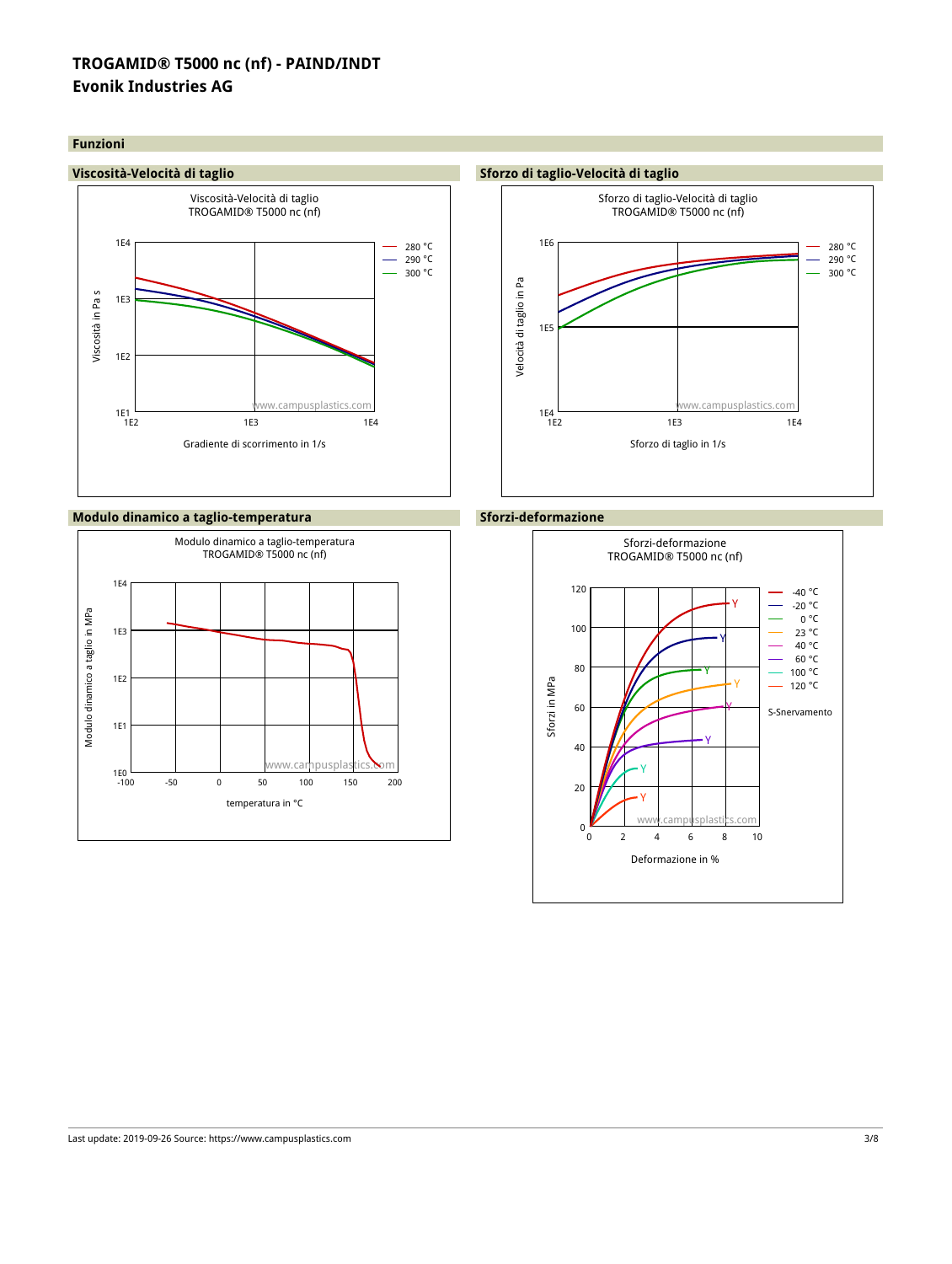# TROGAMID® T5000 nc (nf) - PAIND/INDT
**Evonik Industries AG**

## Funzioni

### Viscosità-Velocità di taglio

Viscosità-Velocità di taglio
TROGAMID® T5000 nc (nf)

Viscosità in Pa s (1E1 – 1E4); Gradiente di scorrimento in 1/s (1E2 – 1E4)

Legenda: 280 °C, 290 °C, 300 °C

www.campusplastics.com

### Sforzo di taglio-Velocità di taglio

Sforzo di taglio-Velocità di taglio
TROGAMID® T5000 nc (nf)

Velocità di taglio in Pa (1E4 – 1E6); Sforzo di taglio in 1/s (1E2 – 1E4)

Legenda: 280 °C, 290 °C, 300 °C

www.campusplastics.com

### Modulo dinamico a taglio-temperatura

Modulo dinamico a taglio-temperatura
TROGAMID® T5000 nc (nf)

Modulo dinamico a taglio in MPa (1E0 – 1E4); temperatura in °C (-100 – 200)

www.campusplastics.com

### Sforzi-deformazione

Sforzi-deformazione
TROGAMID® T5000 nc (nf)

Sforzi in MPa (0 – 120); Deformazione in % (0 – 10)

Legenda: -40 °C, -20 °C, 0 °C, 23 °C, 40 °C, 60 °C, 100 °C, 120 °C

S-Snervamento

www.campusplastics.com

Last update: 2019-09-26 Source: https://www.campusplastics.com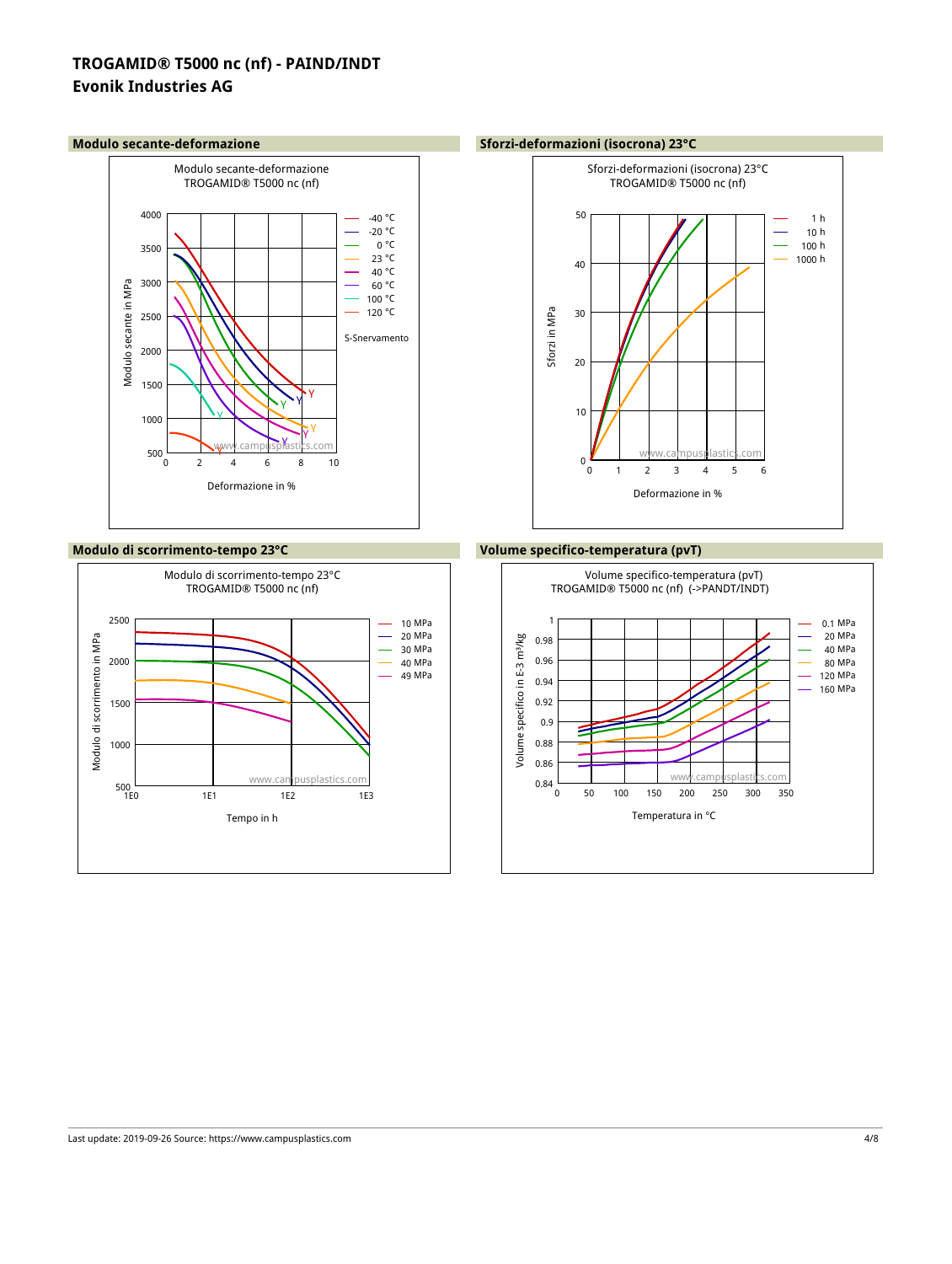# TROGAMID® T5000 nc (nf) - PAIND/INDT
## Evonik Industries AG

### Modulo secante-deformazione

Modulo secante-deformazione
TROGAMID® T5000 nc (nf)

Modulo secante in MPa

Deformazione in %

-40 °C
-20 °C
0 °C
23 °C
40 °C
60 °C
100 °C
120 °C

S-Snervamento

### Sforzi-deformazioni (isocrona) 23°C

Sforzi-deformazioni (isocrona) 23°C
TROGAMID® T5000 nc (nf)

Sforzi in MPa

Deformazione in %

1 h
10 h
100 h
1000 h

### Modulo di scorrimento-tempo 23°C

Modulo di scorrimento-tempo 23°C
TROGAMID® T5000 nc (nf)

Modulo di scorrimento in MPa

Tempo in h

10 MPa
20 MPa
30 MPa
40 MPa
49 MPa

### Volume specifico-temperatura (pvT)

Volume specifico-temperatura (pvT)
TROGAMID® T5000 nc (nf) (->PANDT/INDT)

Volume specifico in E-3 m³/kg

Temperatura in °C

0.1 MPa
20 MPa
40 MPa
80 MPa
120 MPa
160 MPa

Last update: 2019-09-26 Source: https://www.campusplastics.com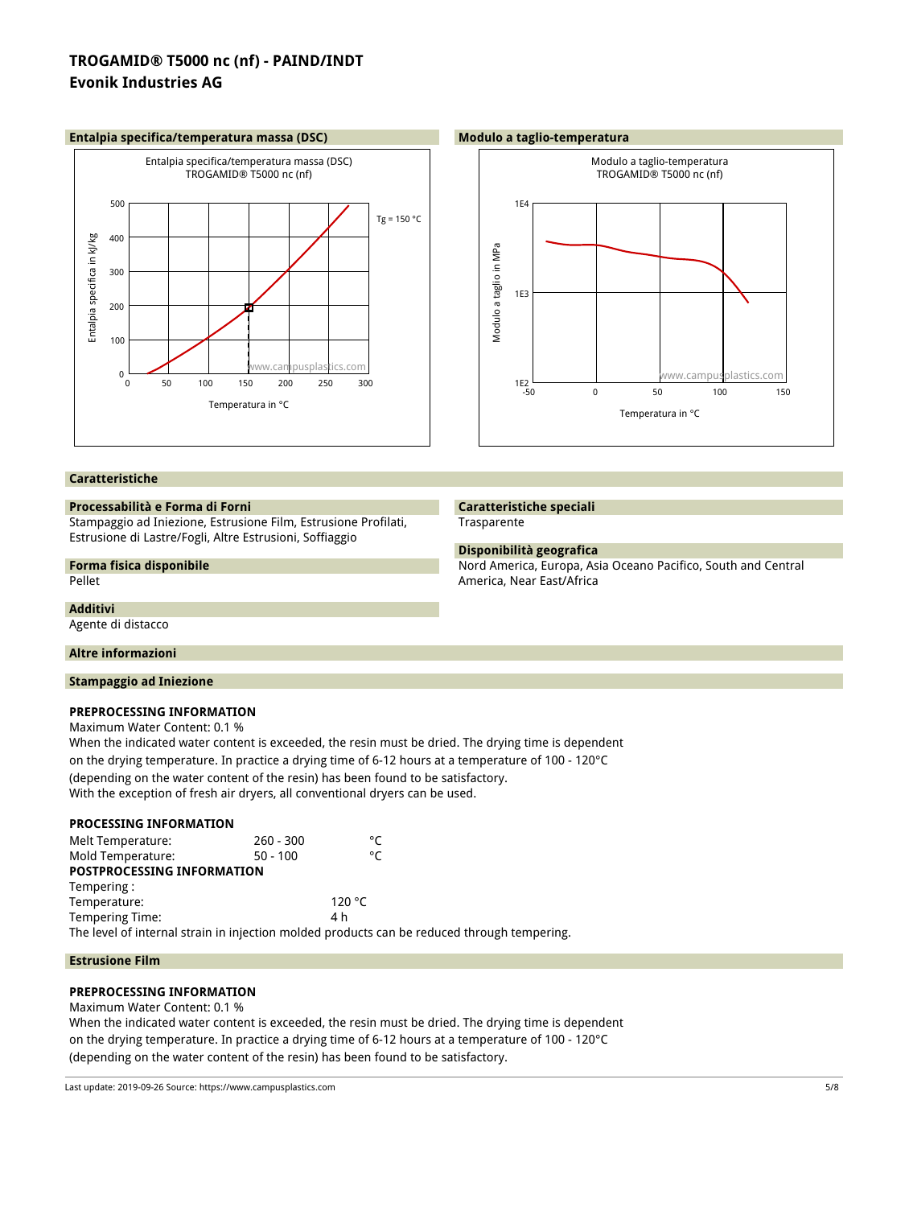# TROGAMID® T5000 nc (nf) - PAIND/INDT
## Evonik Industries AG

### Entalpia specifica/temperatura massa (DSC)

Entalpia specifica/temperatura massa (DSC)
TROGAMID® T5000 nc (nf)

Tg = 150 °C

### Modulo a taglio-temperatura

Modulo a taglio-temperatura
TROGAMID® T5000 nc (nf)

### Caratteristiche

#### Processabilità e Forma di Forni
Stampaggio ad Iniezione, Estrusione Film, Estrusione Profilati, Estrusione di Lastre/Fogli, Altre Estrusioni, Soffiaggio

#### Forma fisica disponibile
Pellet

#### Additivi
Agente di distacco

#### Caratteristiche speciali
Trasparente

#### Disponibilità geografica
Nord America, Europa, Asia Oceano Pacifico, South and Central America, Near East/Africa

### Altre informazioni

#### Stampaggio ad Iniezione

**PREPROCESSING INFORMATION**

Maximum Water Content: 0.1 %
When the indicated water content is exceeded, the resin must be dried. The drying time is dependent on the drying temperature. In practice a drying time of 6-12 hours at a temperature of 100 - 120°C (depending on the water content of the resin) has been found to be satisfactory.
With the exception of fresh air dryers, all conventional dryers can be used.

**PROCESSING INFORMATION**

| | | |
|---|---|---|
| Melt Temperature: | 260 - 300 | °C |
| Mold Temperature: | 50 - 100 | °C |

**POSTPROCESSING INFORMATION**

Tempering :

| | |
|---|---|
| Temperature: | 120 °C |
| Tempering Time: | 4 h |

The level of internal strain in injection molded products can be reduced through tempering.

#### Estrusione Film

**PREPROCESSING INFORMATION**

Maximum Water Content: 0.1 %
When the indicated water content is exceeded, the resin must be dried. The drying time is dependent on the drying temperature. In practice a drying time of 6-12 hours at a temperature of 100 - 120°C (depending on the water content of the resin) has been found to be satisfactory.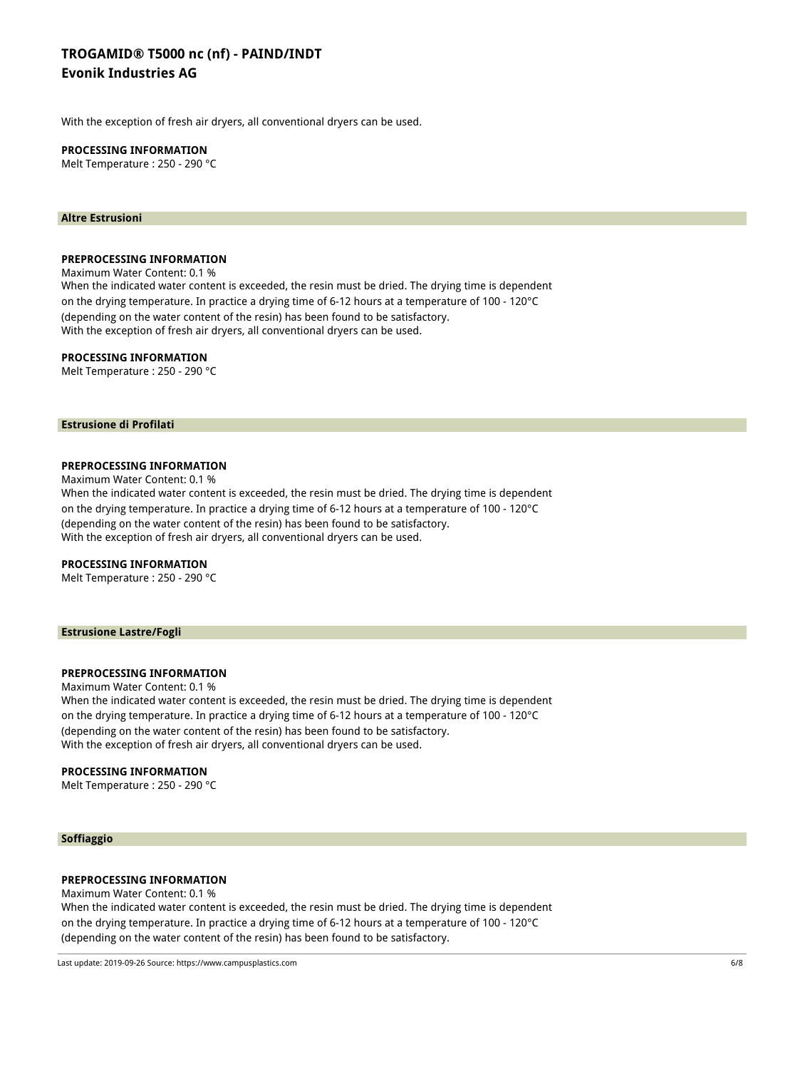With the exception of fresh air dryers, all conventional dryers can be used.

**PROCESSING INFORMATION**
Melt Temperature : 250 - 290 °C

## Altre Estrusioni

**PREPROCESSING INFORMATION**
Maximum Water Content: 0.1 %
When the indicated water content is exceeded, the resin must be dried. The drying time is dependent on the drying temperature. In practice a drying time of 6-12 hours at a temperature of 100 - 120°C (depending on the water content of the resin) has been found to be satisfactory.
With the exception of fresh air dryers, all conventional dryers can be used.

**PROCESSING INFORMATION**
Melt Temperature : 250 - 290 °C

## Estrusione di Profilati

**PREPROCESSING INFORMATION**
Maximum Water Content: 0.1 %
When the indicated water content is exceeded, the resin must be dried. The drying time is dependent on the drying temperature. In practice a drying time of 6-12 hours at a temperature of 100 - 120°C (depending on the water content of the resin) has been found to be satisfactory.
With the exception of fresh air dryers, all conventional dryers can be used.

**PROCESSING INFORMATION**
Melt Temperature : 250 - 290 °C

## Estrusione Lastre/Fogli

**PREPROCESSING INFORMATION**
Maximum Water Content: 0.1 %
When the indicated water content is exceeded, the resin must be dried. The drying time is dependent on the drying temperature. In practice a drying time of 6-12 hours at a temperature of 100 - 120°C (depending on the water content of the resin) has been found to be satisfactory.
With the exception of fresh air dryers, all conventional dryers can be used.

**PROCESSING INFORMATION**
Melt Temperature : 250 - 290 °C

## Soffiaggio

**PREPROCESSING INFORMATION**
Maximum Water Content: 0.1 %
When the indicated water content is exceeded, the resin must be dried. The drying time is dependent on the drying temperature. In practice a drying time of 6-12 hours at a temperature of 100 - 120°C (depending on the water content of the resin) has been found to be satisfactory.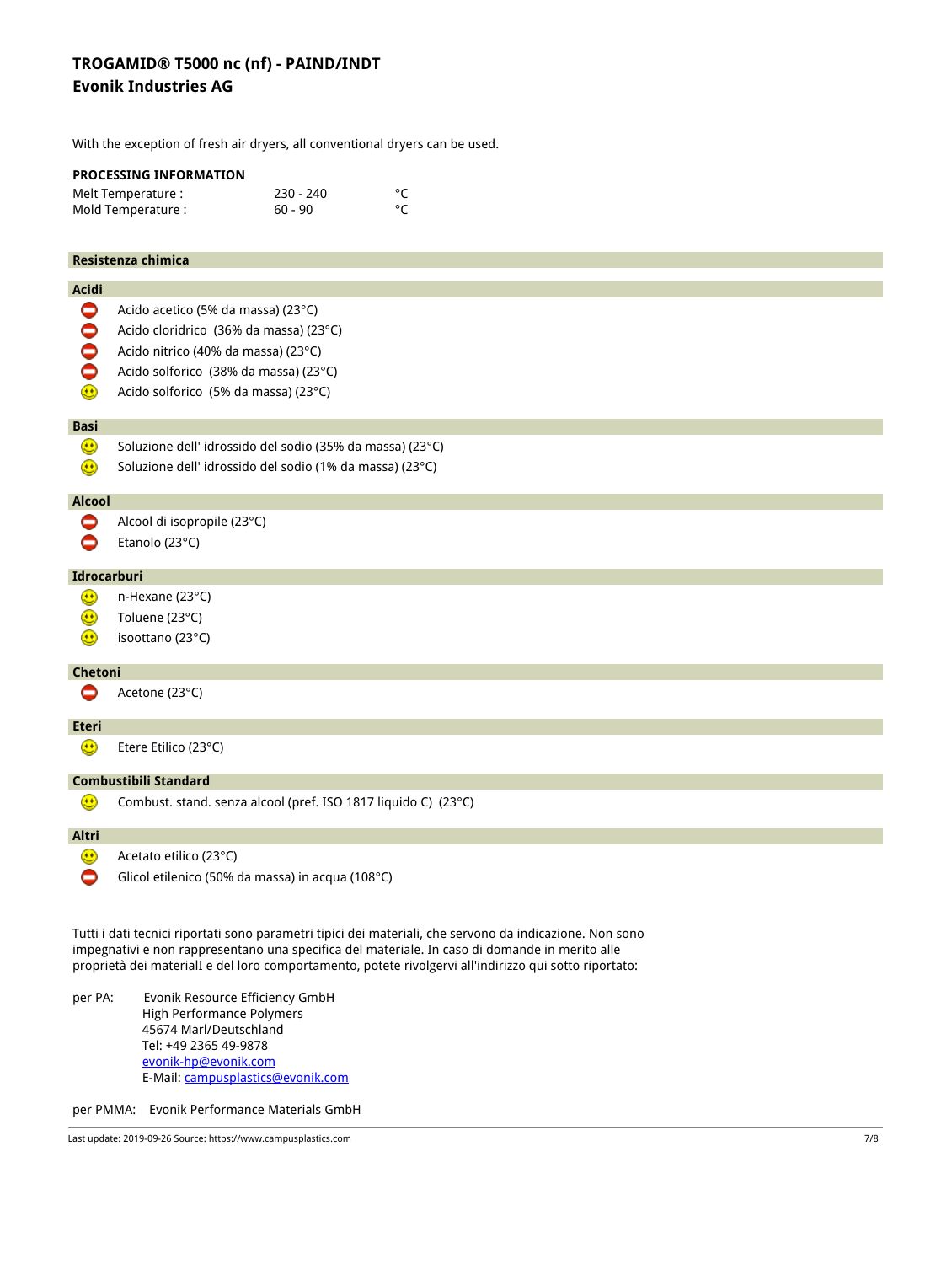# TROGAMID® T5000 nc (nf) - PAIND/INDT
## Evonik Industries AG

With the exception of fresh air dryers, all conventional dryers can be used.

**PROCESSING INFORMATION**

| | | |
|---|---|---|
| Melt Temperature : | 230 - 240 | °C |
| Mold Temperature : | 60 - 90 | °C |

## Resistenza chimica

### Acidi

- ⛔ Acido acetico (5% da massa) (23°C)
- ⛔ Acido cloridrico (36% da massa) (23°C)
- ⛔ Acido nitrico (40% da massa) (23°C)
- ⛔ Acido solforico (38% da massa) (23°C)
- 🙂 Acido solforico (5% da massa) (23°C)

### Basi

- 🙂 Soluzione dell' idrossido del sodio (35% da massa) (23°C)
- 🙂 Soluzione dell' idrossido del sodio (1% da massa) (23°C)

### Alcool

- ⛔ Alcool di isopropile (23°C)
- ⛔ Etanolo (23°C)

### Idrocarburi

- 🙂 n-Hexane (23°C)
- 🙂 Toluene (23°C)
- 🙂 isoottano (23°C)

### Chetoni

- ⛔ Acetone (23°C)

### Eteri

- 🙂 Etere Etilico (23°C)

### Combustibili Standard

- 🙂 Combust. stand. senza alcool (pref. ISO 1817 liquido C) (23°C)

### Altri

- 🙂 Acetato etilico (23°C)
- ⛔ Glicol etilenico (50% da massa) in acqua (108°C)

Tutti i dati tecnici riportati sono parametri tipici dei materiali, che servono da indicazione. Non sono impegnativi e non rappresentano una specifica del materiale. In caso di domande in merito alle proprietà dei materialI e del loro comportamento, potete rivolgervi all'indirizzo qui sotto riportato:

per PA: Evonik Resource Efficiency GmbH
High Performance Polymers
45674 Marl/Deutschland
Tel: +49 2365 49-9878
evonik-hp@evonik.com
E-Mail: campusplastics@evonik.com

per PMMA: Evonik Performance Materials GmbH

Last update: 2019-09-26 Source: https://www.campusplastics.com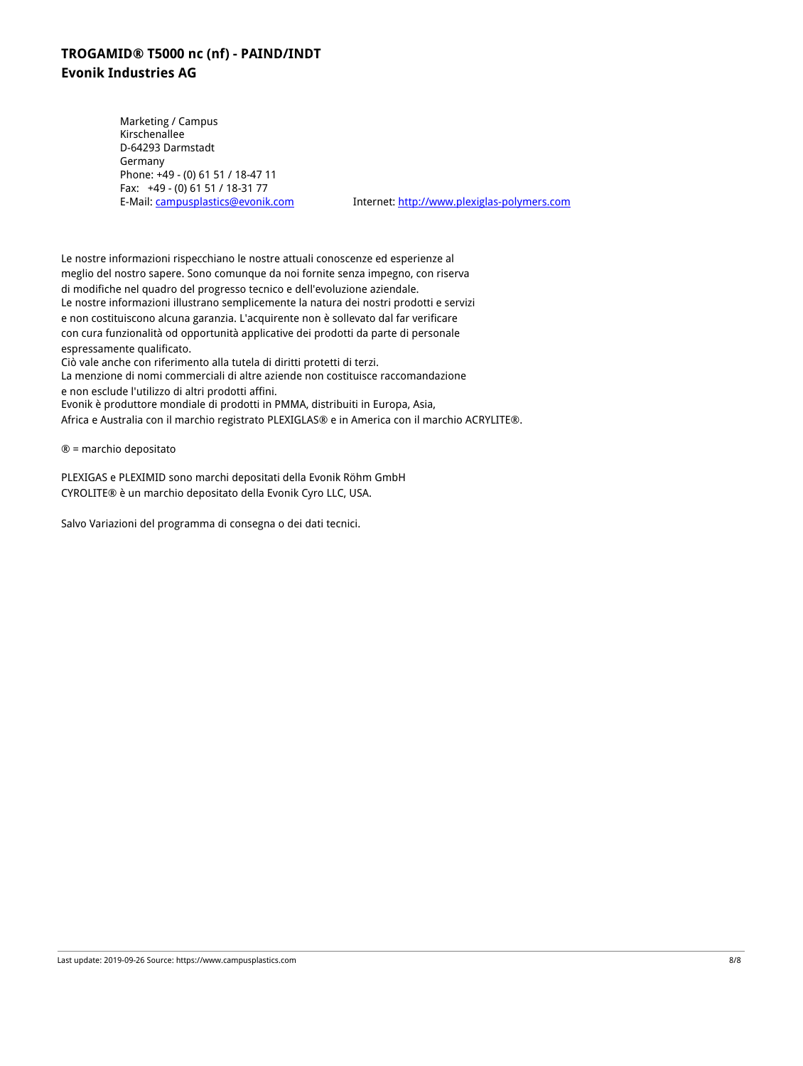**TROGAMID® T5000 nc (nf) - PAIND/INDT**
**Evonik Industries AG**

Marketing / Campus
Kirschenallee
D-64293 Darmstadt
Germany
Phone: +49 - (0) 61 51 / 18-47 11
Fax: +49 - (0) 61 51 / 18-31 77
E-Mail: campusplastics@evonik.com
Internet: http://www.plexiglas-polymers.com

Le nostre informazioni rispecchiano le nostre attuali conoscenze ed esperienze al meglio del nostro sapere. Sono comunque da noi fornite senza impegno, con riserva di modifiche nel quadro del progresso tecnico e dell'evoluzione aziendale.
Le nostre informazioni illustrano semplicemente la natura dei nostri prodotti e servizi e non costituiscono alcuna garanzia. L'acquirente non è sollevato dal far verificare con cura funzionalità od opportunità applicative dei prodotti da parte di personale espressamente qualificato.
Ciò vale anche con riferimento alla tutela di diritti protetti di terzi.
La menzione di nomi commerciali di altre aziende non costituisce raccomandazione e non esclude l'utilizzo di altri prodotti affini.
Evonik è produttore mondiale di prodotti in PMMA, distribuiti in Europa, Asia, Africa e Australia con il marchio registrato PLEXIGLAS® e in America con il marchio ACRYLITE®.

® = marchio depositato

PLEXIGAS e PLEXIMID sono marchi depositati della Evonik Röhm GmbH
CYROLITE® è un marchio depositato della Evonik Cyro LLC, USA.

Salvo Variazioni del programma di consegna o dei dati tecnici.